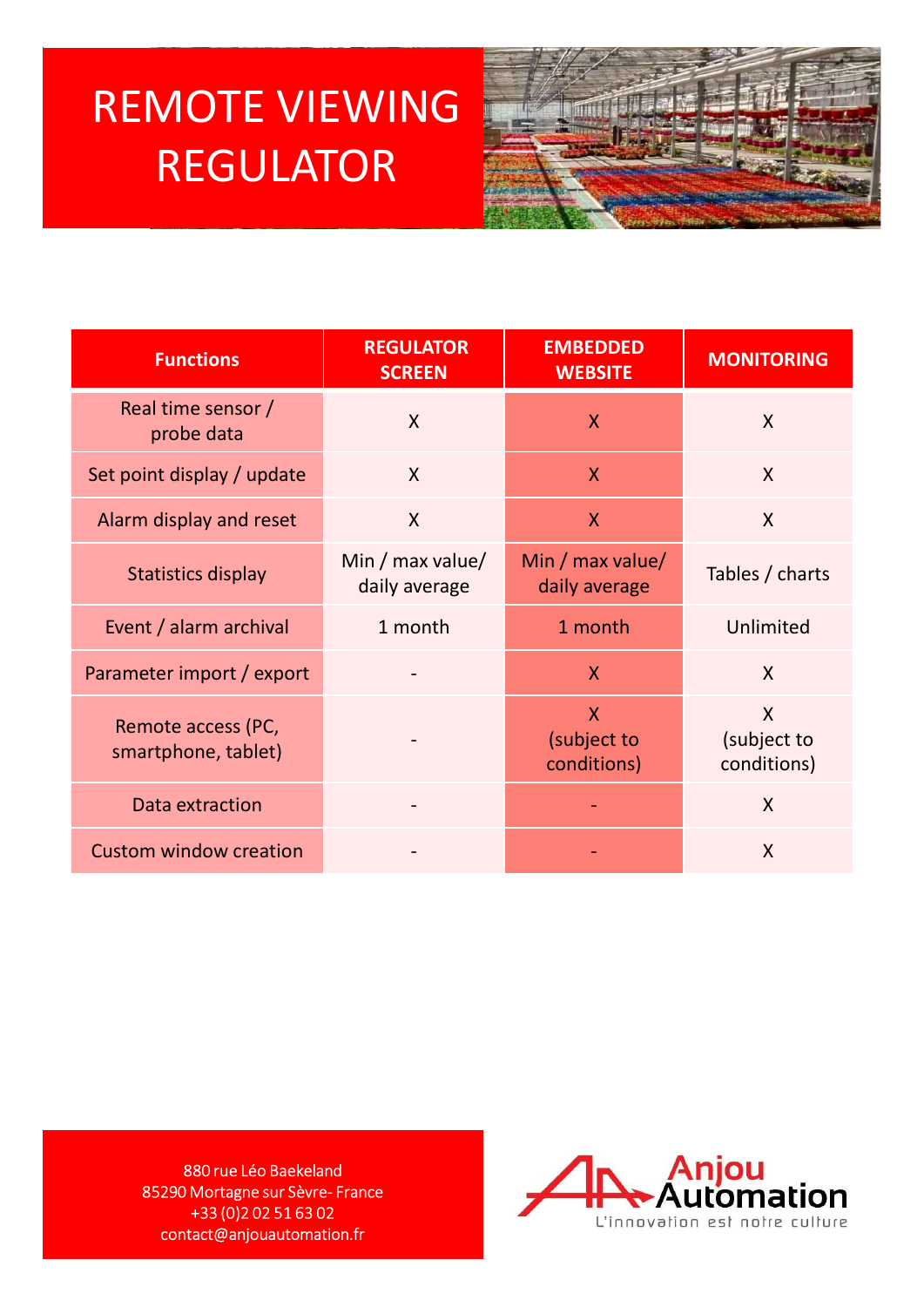# REMOTE VIEWING REGULATOR

| Functions | REGULATOR SCREEN | EMBEDDED WEBSITE | MONITORING |
|---|---|---|---|
| Real time sensor / probe data | X | X | X |
| Set point display / update | X | X | X |
| Alarm display and reset | X | X | X |
| Statistics display | Min / max value/ daily average | Min / max value/ daily average | Tables / charts |
| Event / alarm archival | 1 month | 1 month | Unlimited |
| Parameter import / export | - | X | X |
| Remote access (PC, smartphone, tablet) | - | X (subject to conditions) | X (subject to conditions) |
| Data extraction | - | - | X |
| Custom window creation | - | - | X |

880 rue Léo Baekeland
85290 Mortagne sur Sèvre- France
+33 (0)2 02 51 63 02
contact@anjouautomation.fr

Anjou Automation
L'innovation est notre culture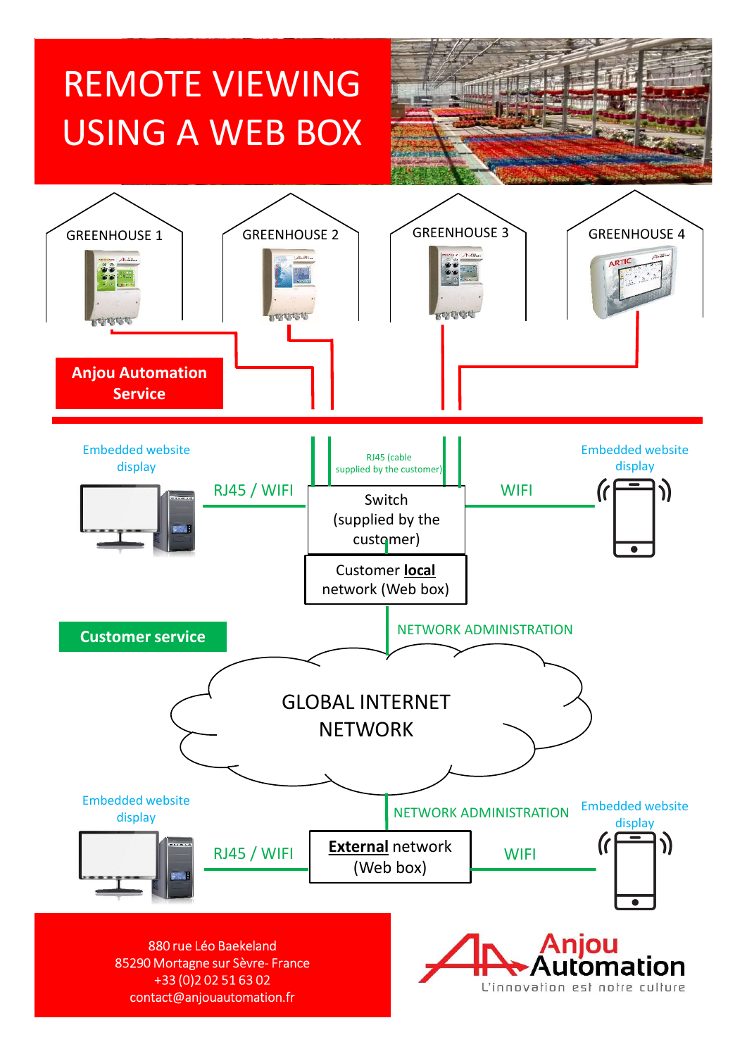# REMOTE VIEWING USING A WEB BOX

GREENHOUSE 1

GREENHOUSE 2

GREENHOUSE 3

GREENHOUSE 4

**Anjou Automation Service**

Embedded website display

RJ45 / WIFI

RJ45 (cable supplied by the customer)

Switch (supplied by the customer)

WIFI

Embedded website display

Customer **local** network (Web box)

**Customer service**

NETWORK ADMINISTRATION

GLOBAL INTERNET NETWORK

Embedded website display

NETWORK ADMINISTRATION

Embedded website display

RJ45 / WIFI

**External** network (Web box)

WIFI

880 rue Léo Baekeland
85290 Mortagne sur Sèvre- France
+33 (0)2 02 51 63 02
contact@anjouautomation.fr

Anjou Automation
L'innovation est notre culture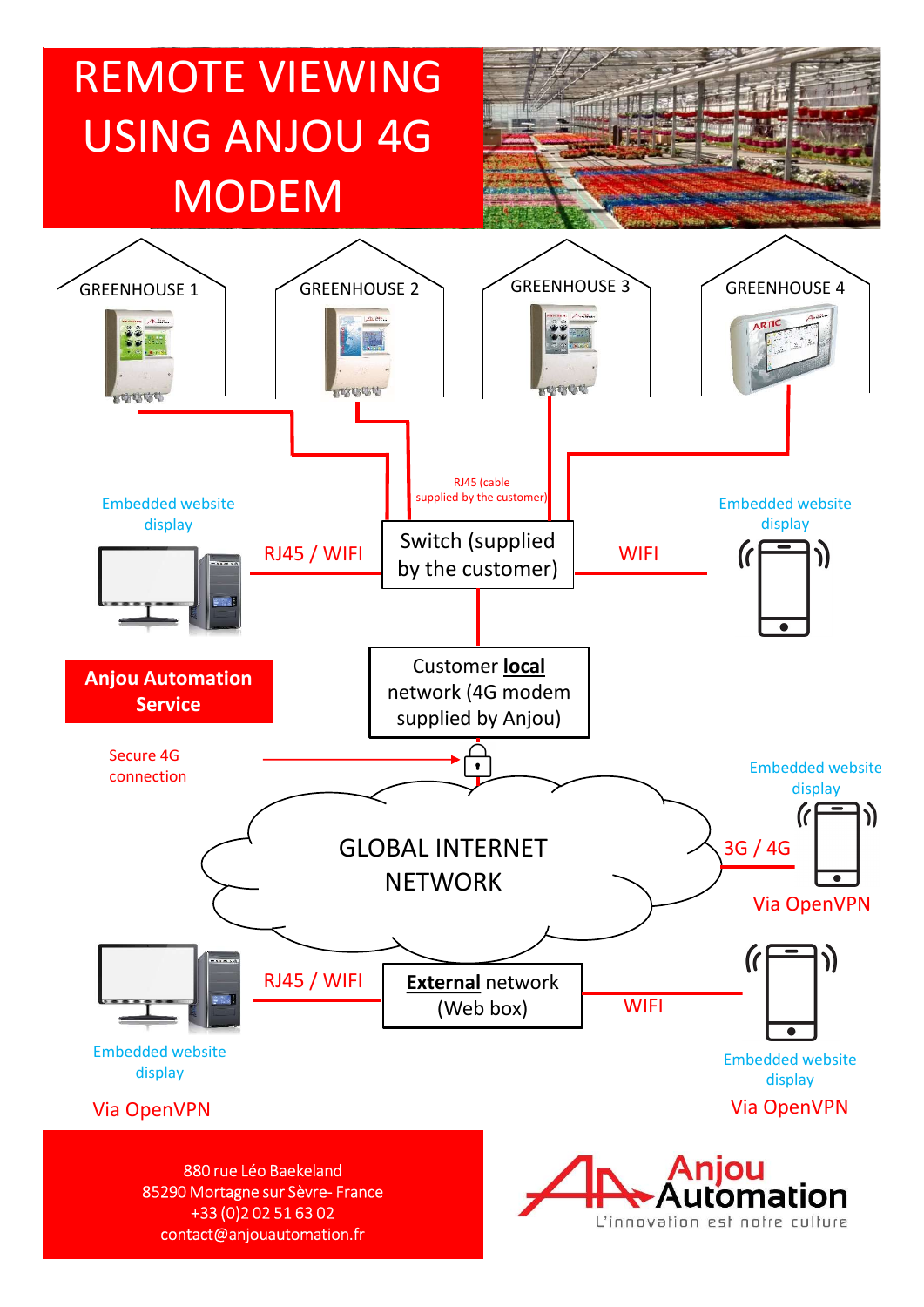# REMOTE VIEWING USING ANJOU 4G MODEM

GREENHOUSE 1

GREENHOUSE 2

GREENHOUSE 3

GREENHOUSE 4

Embedded website display

RJ45 / WIFI

RJ45 (cable supplied by the customer)

Switch (supplied by the customer)

WIFI

Embedded website display

**Anjou Automation Service**

Customer **local** network (4G modem supplied by Anjou)

Secure 4G connection

GLOBAL INTERNET NETWORK

Embedded website display

3G / 4G

Via OpenVPN

RJ45 / WIFI

**External** network (Web box)

WIFI

Embedded website display

Via OpenVPN

Embedded website display

Via OpenVPN

880 rue Léo Baekeland
85290 Mortagne sur Sèvre- France
+33 (0)2 02 51 63 02
contact@anjouautomation.fr

Anjou Automation
L'innovation est notre culture